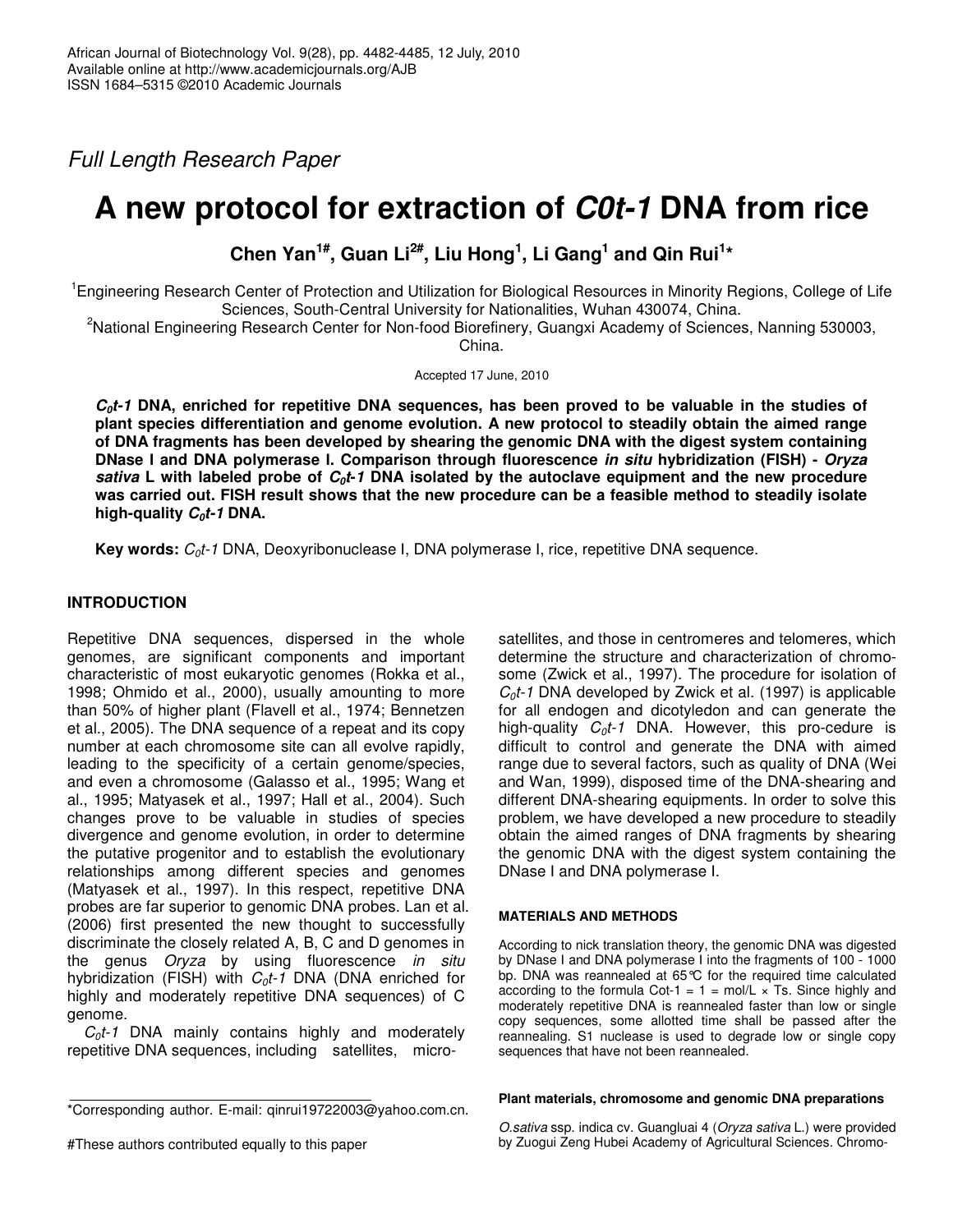*Full Length Research Paper*

# A new protocol for extraction of *C0t-1* DNA from rice

**Chen Yan[1#], Guan Li[2#], Liu Hong[1], Li Gang[1] and Qin Rui[1*]**

[1]Engineering Research Center of Protection and Utilization for Biological Resources in Minority Regions, College of Life Sciences, South-Central University for Nationalities, Wuhan 430074, China.

[2]National Engineering Research Center for Non-food Biorefinery, Guangxi Academy of Sciences, Nanning 530003, China.

Accepted 17 June, 2010

***$C_0t$-1* DNA, enriched for repetitive DNA sequences, has been proved to be valuable in the studies of plant species differentiation and genome evolution. A new protocol to steadily obtain the aimed range of DNA fragments has been developed by shearing the genomic DNA with the digest system containing DNase I and DNA polymerase I. Comparison through fluorescence *in situ* hybridization (FISH) - *Oryza sativa* L with labeled probe of *$C_0t$-1* DNA isolated by the autoclave equipment and the new procedure was carried out. FISH result shows that the new procedure can be a feasible method to steadily isolate high-quality *$C_0t$-1* DNA.**

**Key words:** *$C_0t$-1* DNA, Deoxyribonuclease I, DNA polymerase I, rice, repetitive DNA sequence.

## INTRODUCTION

Repetitive DNA sequences, dispersed in the whole genomes, are significant components and important characteristic of most eukaryotic genomes (Rokka et al., 1998; Ohmido et al., 2000), usually amounting to more than 50% of higher plant (Flavell et al., 1974; Bennetzen et al., 2005). The DNA sequence of a repeat and its copy number at each chromosome site can all evolve rapidly, leading to the specificity of a certain genome/species, and even a chromosome (Galasso et al., 1995; Wang et al., 1995; Matyasek et al., 1997; Hall et al., 2004). Such changes prove to be valuable in studies of species divergence and genome evolution, in order to determine the putative progenitor and to establish the evolutionary relationships among different species and genomes (Matyasek et al., 1997). In this respect, repetitive DNA probes are far superior to genomic DNA probes. Lan et al. (2006) first presented the new thought to successfully discriminate the closely related A, B, C and D genomes in the genus *Oryza* by using fluorescence *in situ* hybridization (FISH) with *$C_0t$-1* DNA (DNA enriched for highly and moderately repetitive DNA sequences) of C genome.

*$C_0t$-1* DNA mainly contains highly and moderately repetitive DNA sequences, including satellites, micro-satellites, and those in centromeres and telomeres, which determine the structure and characterization of chromosome (Zwick et al., 1997). The procedure for isolation of *$C_0t$-1* DNA developed by Zwick et al. (1997) is applicable for all endogen and dicotyledon and can generate the high-quality *$C_0t$-1* DNA. However, this pro-cedure is difficult to control and generate the DNA with aimed range due to several factors, such as quality of DNA (Wei and Wan, 1999), disposed time of the DNA-shearing and different DNA-shearing equipments. In order to solve this problem, we have developed a new procedure to steadily obtain the aimed ranges of DNA fragments by shearing the genomic DNA with the digest system containing the DNase I and DNA polymerase I.

## MATERIALS AND METHODS

According to nick translation theory, the genomic DNA was digested by DNase I and DNA polymerase I into the fragments of 100 - 1000 bp. DNA was reannealed at 65°C for the required time calculated according to the formula Cot-1 = 1 = mol/L × Ts. Since highly and moderately repetitive DNA is reannealed faster than low or single copy sequences, some allotted time shall be passed after the reannealing. S1 nuclease is used to degrade low or single copy sequences that have not been reannealed.

### Plant materials, chromosome and genomic DNA preparations

*O.sativa* ssp. indica cv. Guangluai 4 (*Oryza sativa* L.) were provided by Zuogui Zeng Hubei Academy of Agricultural Sciences. Chromo-

\*Corresponding author. E-mail: qinrui19722003@yahoo.com.cn.

#These authors contributed equally to this paper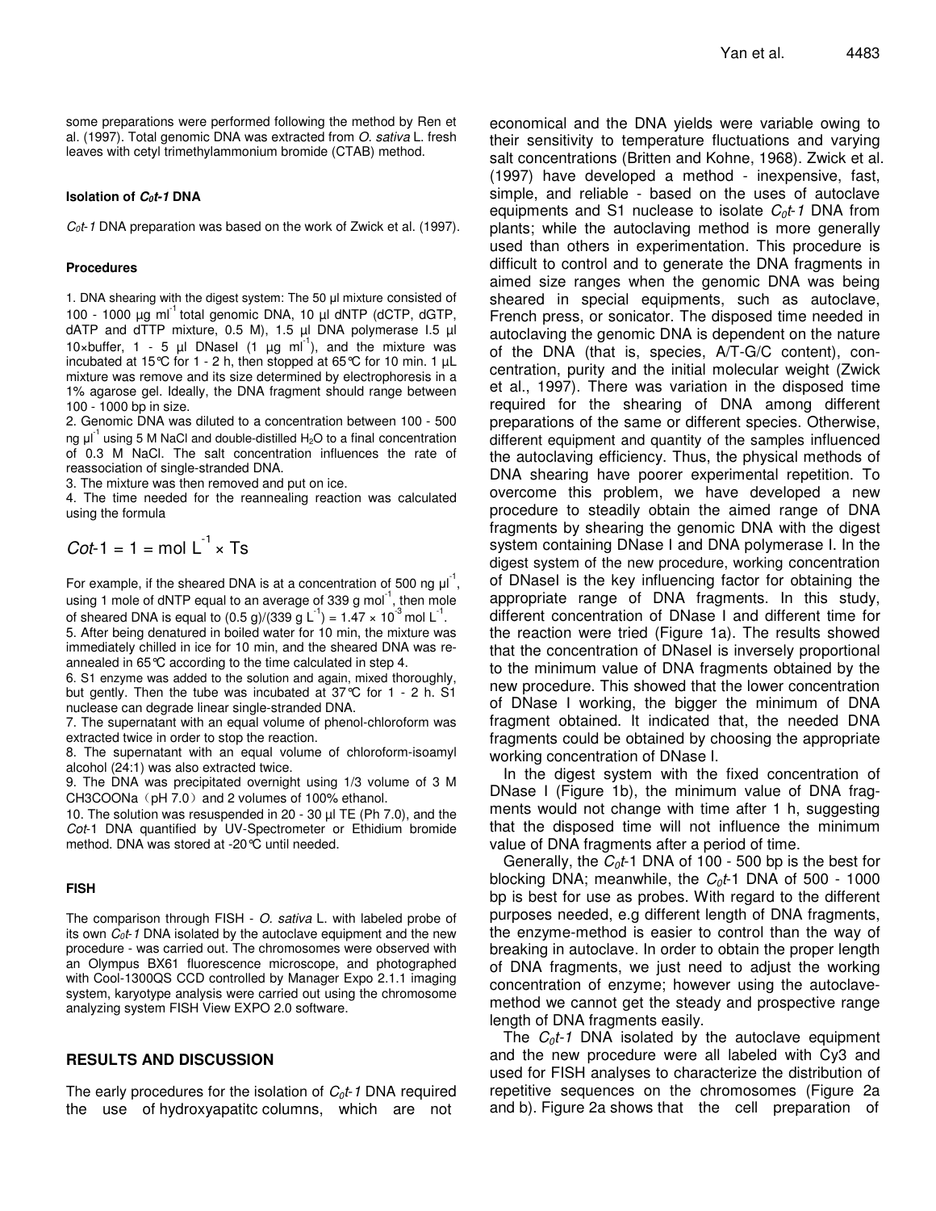some preparations were performed following the method by Ren et al. (1997). Total genomic DNA was extracted from *O. sativa* L. fresh leaves with cetyl trimethylammonium bromide (CTAB) method.

#### Isolation of $C_0t$-1 DNA

$C_0t$-1 DNA preparation was based on the work of Zwick et al. (1997).

#### Procedures

1. DNA shearing with the digest system: The 50 µl mixture consisted of 100 - 1000 µg ml$^{-1}$ total genomic DNA, 10 µl dNTP (dCTP, dGTP, dATP and dTTP mixture, 0.5 M), 1.5 µl DNA polymerase I.5 µl 10×buffer, 1 - 5 µl DNaseI (1 µg ml$^{-1}$), and the mixture was incubated at 15℃ for 1 - 2 h, then stopped at 65℃ for 10 min. 1 µL mixture was remove and its size determined by electrophoresis in a 1% agarose gel. Ideally, the DNA fragment should range between 100 - 1000 bp in size.
2. Genomic DNA was diluted to a concentration between 100 - 500 ng µl$^{-1}$ using 5 M NaCl and double-distilled $H_2O$ to a final concentration of 0.3 M NaCl. The salt concentration influences the rate of reassociation of single-stranded DNA.
3. The mixture was then removed and put on ice.
4. The time needed for the reannealing reaction was calculated using the formula

$$Cot\text{-}1 = 1 = \text{mol L}^{-1} \times \text{Ts}$$

For example, if the sheared DNA is at a concentration of 500 ng µl$^{-1}$, using 1 mole of dNTP equal to an average of 339 g mol$^{-1}$, then mole of sheared DNA is equal to (0.5 g)/(339 g L$^{-1}$) = 1.47 × 10$^{-3}$ mol L$^{-1}$.

5. After being denatured in boiled water for 10 min, the mixture was immediately chilled in ice for 10 min, and the sheared DNA was re-annealed in 65℃ according to the time calculated in step 4.
6. S1 enzyme was added to the solution and again, mixed thoroughly, but gently. Then the tube was incubated at 37℃ for 1 - 2 h. S1 nuclease can degrade linear single-stranded DNA.
7. The supernatant with an equal volume of phenol-chloroform was extracted twice in order to stop the reaction.
8. The supernatant with an equal volume of chloroform-isoamyl alcohol (24:1) was also extracted twice.
9. The DNA was precipitated overnight using 1/3 volume of 3 M CH3COONa（pH 7.0）and 2 volumes of 100% ethanol.
10. The solution was resuspended in 20 - 30 µl TE (Ph 7.0), and the *Cot*-1 DNA quantified by UV-Spectrometer or Ethidium bromide method. DNA was stored at -20℃ until needed.

#### FISH

The comparison through FISH - *O. sativa* L. with labeled probe of its own $C_0t$-1 DNA isolated by the autoclave equipment and the new procedure - was carried out. The chromosomes were observed with an Olympus BX61 fluorescence microscope, and photographed with Cool-1300QS CCD controlled by Manager Expo 2.1.1 imaging system, karyotype analysis were carried out using the chromosome analyzing system FISH View EXPO 2.0 software.

## RESULTS AND DISCUSSION

The early procedures for the isolation of $C_0t$-1 DNA required the use of hydroxyapatitc columns, which are not economical and the DNA yields were variable owing to their sensitivity to temperature fluctuations and varying salt concentrations (Britten and Kohne, 1968). Zwick et al. (1997) have developed a method - inexpensive, fast, simple, and reliable - based on the uses of autoclave equipments and S1 nuclease to isolate $C_0t$-1 DNA from plants; while the autoclaving method is more generally used than others in experimentation. This procedure is difficult to control and to generate the DNA fragments in aimed size ranges when the genomic DNA was being sheared in special equipments, such as autoclave, French press, or sonicator. The disposed time needed in autoclaving the genomic DNA is dependent on the nature of the DNA (that is, species, A/T-G/C content), concentration, purity and the initial molecular weight (Zwick et al., 1997). There was variation in the disposed time required for the shearing of DNA among different preparations of the same or different species. Otherwise, different equipment and quantity of the samples influenced the autoclaving efficiency. Thus, the physical methods of DNA shearing have poorer experimental repetition. To overcome this problem, we have developed a new procedure to steadily obtain the aimed range of DNA fragments by shearing the genomic DNA with the digest system containing DNase I and DNA polymerase I. In the digest system of the new procedure, working concentration of DNaseI is the key influencing factor for obtaining the appropriate range of DNA fragments. In this study, different concentration of DNase I and different time for the reaction were tried (Figure 1a). The results showed that the concentration of DNaseI is inversely proportional to the minimum value of DNA fragments obtained by the new procedure. This showed that the lower concentration of DNase I working, the bigger the minimum of DNA fragment obtained. It indicated that, the needed DNA fragments could be obtained by choosing the appropriate working concentration of DNase I.

In the digest system with the fixed concentration of DNase I (Figure 1b), the minimum value of DNA fragments would not change with time after 1 h, suggesting that the disposed time will not influence the minimum value of DNA fragments after a period of time.

Generally, the $C_0t$-1 DNA of 100 - 500 bp is the best for blocking DNA; meanwhile, the $C_0t$-1 DNA of 500 - 1000 bp is best for use as probes. With regard to the different purposes needed, e.g different length of DNA fragments, the enzyme-method is easier to control than the way of breaking in autoclave. In order to obtain the proper length of DNA fragments, we just need to adjust the working concentration of enzyme; however using the autoclave-method we cannot get the steady and prospective range length of DNA fragments easily.

The $C_0t$-1 DNA isolated by the autoclave equipment and the new procedure were all labeled with Cy3 and used for FISH analyses to characterize the distribution of repetitive sequences on the chromosomes (Figure 2a and b). Figure 2a shows that the cell preparation of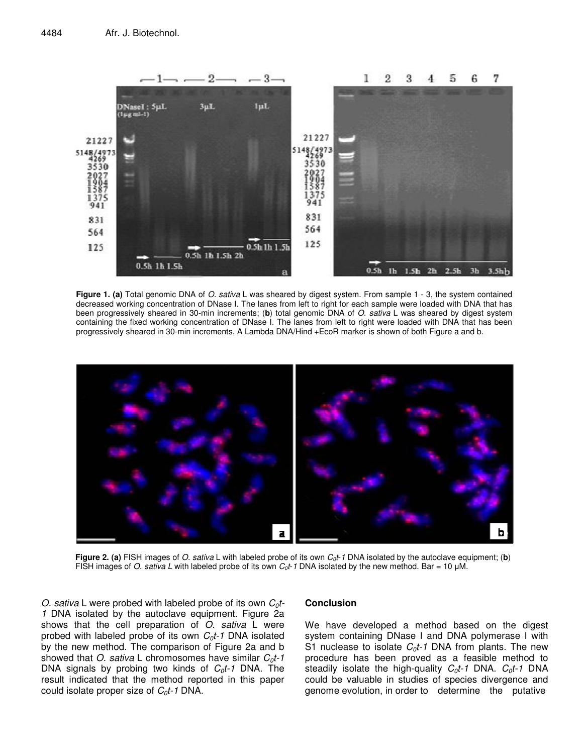**Figure 1. (a)** Total genomic DNA of *O. sativa* L was sheared by digest system. From sample 1 - 3, the system contained decreased working concentration of DNase I. The lanes from left to right for each sample were loaded with DNA that has been progressively sheared in 30-min increments; (**b**) total genomic DNA of *O. sativa* L was sheared by digest system containing the fixed working concentration of DNase I. The lanes from left to right were loaded with DNA that has been progressively sheared in 30-min increments. A Lambda DNA/Hind +EcoR marker is shown of both Figure a and b.

**Figure 2. (a)** FISH images of *O. sativa* L with labeled probe of its own $C_0t$-*1* DNA isolated by the autoclave equipment; (**b**) FISH images of *O. sativa L* with labeled probe of its own $C_0t$-*1* DNA isolated by the new method. Bar = 10 μM.

*O. sativa* L were probed with labeled probe of its own $C_0t$-*1* DNA isolated by the autoclave equipment. Figure 2a shows that the cell preparation of *O. sativa* L were probed with labeled probe of its own $C_0t$-*1* DNA isolated by the new method. The comparison of Figure 2a and b showed that *O. sativa* L chromosomes have similar $C_0t$-*1* DNA signals by probing two kinds of $C_0t$-*1* DNA. The result indicated that the method reported in this paper could isolate proper size of $C_0t$-*1* DNA.

## Conclusion

We have developed a method based on the digest system containing DNase I and DNA polymerase I with S1 nuclease to isolate $C_0t$-*1* DNA from plants. The new procedure has been proved as a feasible method to steadily isolate the high-quality $C_0t$-*1* DNA. $C_0t$-*1* DNA could be valuable in studies of species divergence and genome evolution, in order to determine the putative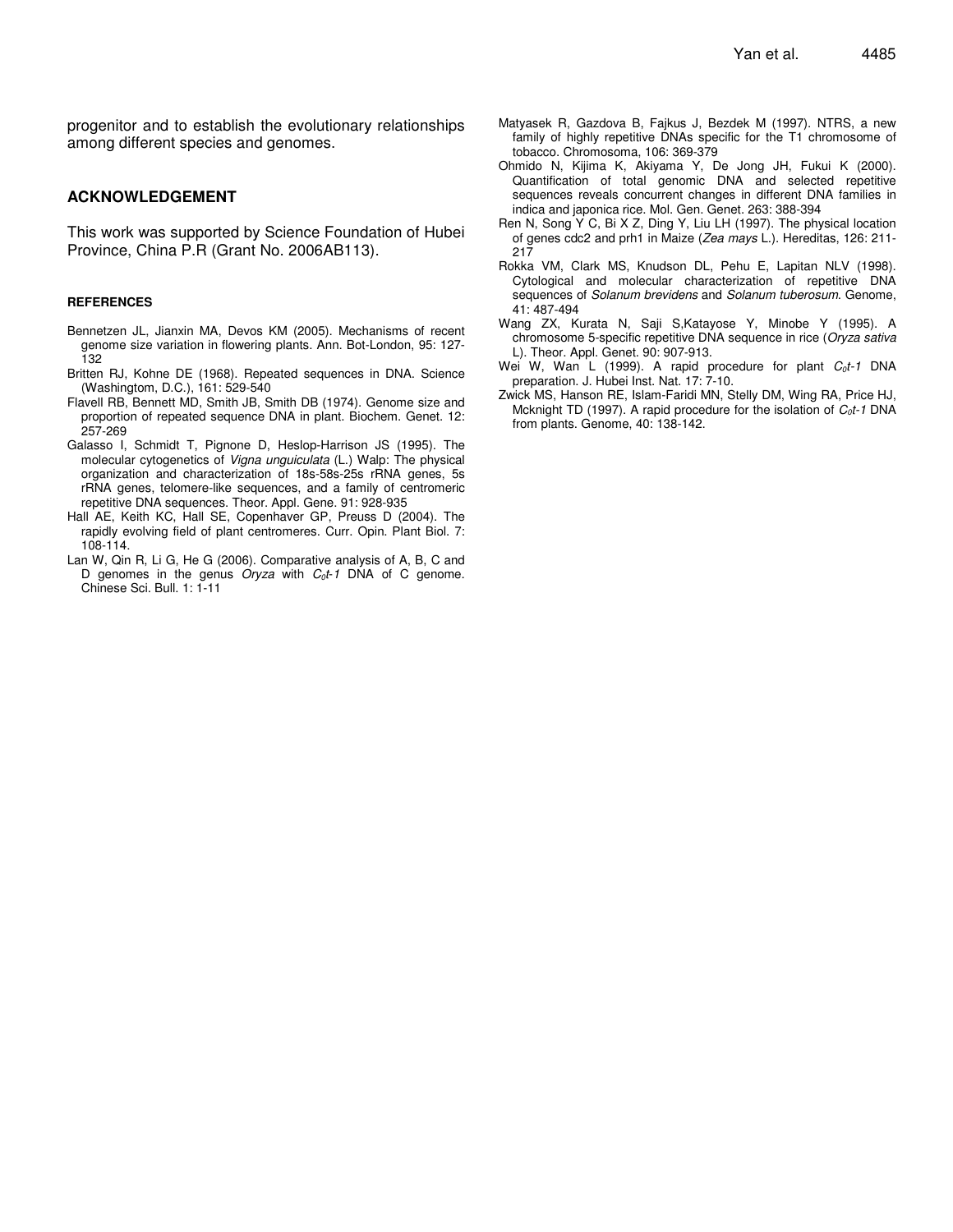progenitor and to establish the evolutionary relationships among different species and genomes.

## ACKNOWLEDGEMENT

This work was supported by Science Foundation of Hubei Province, China P.R (Grant No. 2006AB113).

## REFERENCES

Bennetzen JL, Jianxin MA, Devos KM (2005). Mechanisms of recent genome size variation in flowering plants. Ann. Bot-London, 95: 127-132

Britten RJ, Kohne DE (1968). Repeated sequences in DNA. Science (Washingtom, D.C.), 161: 529-540

Flavell RB, Bennett MD, Smith JB, Smith DB (1974). Genome size and proportion of repeated sequence DNA in plant. Biochem. Genet. 12: 257-269

Galasso I, Schmidt T, Pignone D, Heslop-Harrison JS (1995). The molecular cytogenetics of *Vigna unguiculata* (L.) Walp: The physical organization and characterization of 18s-58s-25s rRNA genes, 5s rRNA genes, telomere-like sequences, and a family of centromeric repetitive DNA sequences. Theor. Appl. Gene. 91: 928-935

Hall AE, Keith KC, Hall SE, Copenhaver GP, Preuss D (2004). The rapidly evolving field of plant centromeres. Curr. Opin. Plant Biol. 7: 108-114.

Lan W, Qin R, Li G, He G (2006). Comparative analysis of A, B, C and D genomes in the genus *Oryza* with $C_0t$*-1* DNA of C genome. Chinese Sci. Bull. 1: 1-11

Matyasek R, Gazdova B, Fajkus J, Bezdek M (1997). NTRS, a new family of highly repetitive DNAs specific for the T1 chromosome of tobacco. Chromosoma, 106: 369-379

Ohmido N, Kijima K, Akiyama Y, De Jong JH, Fukui K (2000). Quantification of total genomic DNA and selected repetitive sequences reveals concurrent changes in different DNA families in indica and japonica rice. Mol. Gen. Genet. 263: 388-394

Ren N, Song Y C, Bi X Z, Ding Y, Liu LH (1997). The physical location of genes cdc2 and prh1 in Maize (*Zea mays* L.). Hereditas, 126: 211-217

Rokka VM, Clark MS, Knudson DL, Pehu E, Lapitan NLV (1998). Cytological and molecular characterization of repetitive DNA sequences of *Solanum brevidens* and *Solanum tuberosum*. Genome, 41: 487-494

Wang ZX, Kurata N, Saji S,Katayose Y, Minobe Y (1995). A chromosome 5-specific repetitive DNA sequence in rice (*Oryza sativa* L). Theor. Appl. Genet. 90: 907-913.

Wei W, Wan L (1999). A rapid procedure for plant $C_0t$*-1* DNA preparation. J. Hubei Inst. Nat. 17: 7-10.

Zwick MS, Hanson RE, Islam-Faridi MN, Stelly DM, Wing RA, Price HJ, Mcknight TD (1997). A rapid procedure for the isolation of $C_0t$*-1* DNA from plants. Genome, 40: 138-142.